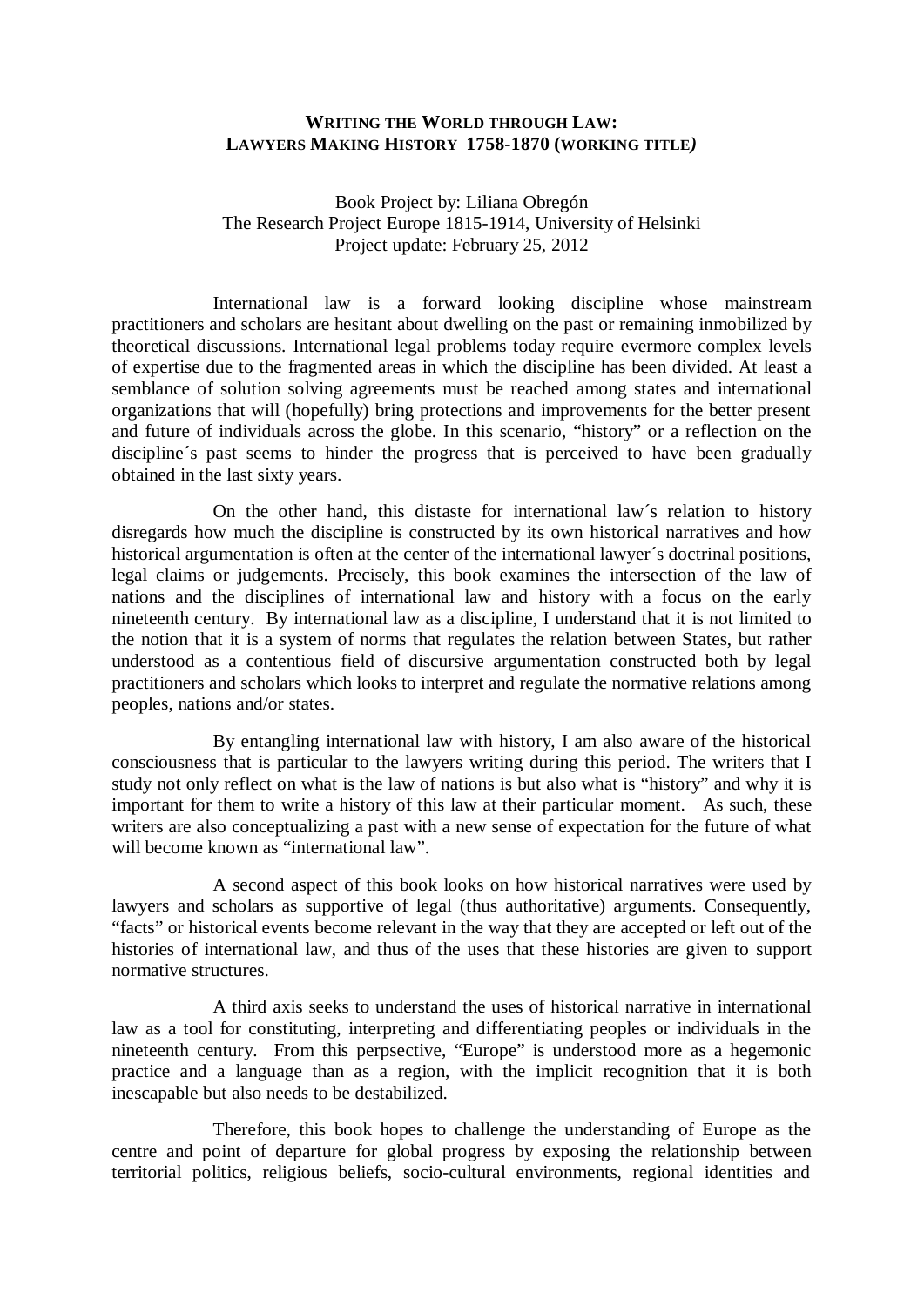**WRITING THE WORLD THROUGH LAW:**
**LAWYERS MAKING HISTORY 1758-1870 (WORKING TITLE)**

Book Project by: Liliana Obregón
The Research Project Europe 1815-1914, University of Helsinki
Project update: February 25, 2012

International law is a forward looking discipline whose mainstream practitioners and scholars are hesitant about dwelling on the past or remaining inmobilized by theoretical discussions. International legal problems today require evermore complex levels of expertise due to the fragmented areas in which the discipline has been divided. At least a semblance of solution solving agreements must be reached among states and international organizations that will (hopefully) bring protections and improvements for the better present and future of individuals across the globe. In this scenario, "history" or a reflection on the discipline´s past seems to hinder the progress that is perceived to have been gradually obtained in the last sixty years.

On the other hand, this distaste for international law´s relation to history disregards how much the discipline is constructed by its own historical narratives and how historical argumentation is often at the center of the international lawyer´s doctrinal positions, legal claims or judgements. Precisely, this book examines the intersection of the law of nations and the disciplines of international law and history with a focus on the early nineteenth century. By international law as a discipline, I understand that it is not limited to the notion that it is a system of norms that regulates the relation between States, but rather understood as a contentious field of discursive argumentation constructed both by legal practitioners and scholars which looks to interpret and regulate the normative relations among peoples, nations and/or states.

By entangling international law with history, I am also aware of the historical consciousness that is particular to the lawyers writing during this period. The writers that I study not only reflect on what is the law of nations is but also what is "history" and why it is important for them to write a history of this law at their particular moment. As such, these writers are also conceptualizing a past with a new sense of expectation for the future of what will become known as "international law".

A second aspect of this book looks on how historical narratives were used by lawyers and scholars as supportive of legal (thus authoritative) arguments. Consequently, "facts" or historical events become relevant in the way that they are accepted or left out of the histories of international law, and thus of the uses that these histories are given to support normative structures.

A third axis seeks to understand the uses of historical narrative in international law as a tool for constituting, interpreting and differentiating peoples or individuals in the nineteenth century. From this perpsective, "Europe" is understood more as a hegemonic practice and a language than as a region, with the implicit recognition that it is both inescapable but also needs to be destabilized.

Therefore, this book hopes to challenge the understanding of Europe as the centre and point of departure for global progress by exposing the relationship between territorial politics, religious beliefs, socio-cultural environments, regional identities and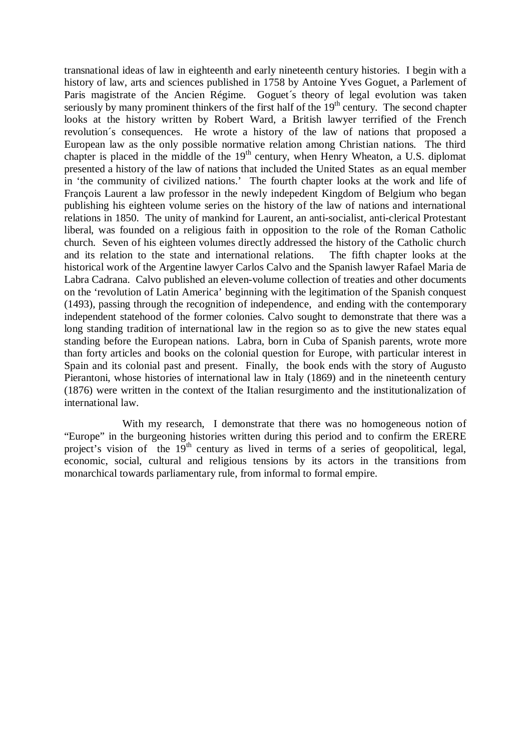transnational ideas of law in eighteenth and early nineteenth century histories. I begin with a history of law, arts and sciences published in 1758 by Antoine Yves Goguet, a Parlement of Paris magistrate of the Ancien Régime. Goguet´s theory of legal evolution was taken seriously by many prominent thinkers of the first half of the 19th century. The second chapter looks at the history written by Robert Ward, a British lawyer terrified of the French revolution´s consequences. He wrote a history of the law of nations that proposed a European law as the only possible normative relation among Christian nations. The third chapter is placed in the middle of the 19th century, when Henry Wheaton, a U.S. diplomat presented a history of the law of nations that included the United States as an equal member in 'the community of civilized nations.' The fourth chapter looks at the work and life of François Laurent a law professor in the newly indepedent Kingdom of Belgium who began publishing his eighteen volume series on the history of the law of nations and international relations in 1850. The unity of mankind for Laurent, an anti-socialist, anti-clerical Protestant liberal, was founded on a religious faith in opposition to the role of the Roman Catholic church. Seven of his eighteen volumes directly addressed the history of the Catholic church and its relation to the state and international relations. The fifth chapter looks at the historical work of the Argentine lawyer Carlos Calvo and the Spanish lawyer Rafael Maria de Labra Cadrana. Calvo published an eleven-volume collection of treaties and other documents on the 'revolution of Latin America' beginning with the legitimation of the Spanish conquest (1493), passing through the recognition of independence, and ending with the contemporary independent statehood of the former colonies. Calvo sought to demonstrate that there was a long standing tradition of international law in the region so as to give the new states equal standing before the European nations. Labra, born in Cuba of Spanish parents, wrote more than forty articles and books on the colonial question for Europe, with particular interest in Spain and its colonial past and present. Finally, the book ends with the story of Augusto Pierantoni, whose histories of international law in Italy (1869) and in the nineteenth century (1876) were written in the context of the Italian resurgimento and the institutionalization of international law.

With my research, I demonstrate that there was no homogeneous notion of "Europe" in the burgeoning histories written during this period and to confirm the ERERE project's vision of the 19th century as lived in terms of a series of geopolitical, legal, economic, social, cultural and religious tensions by its actors in the transitions from monarchical towards parliamentary rule, from informal to formal empire.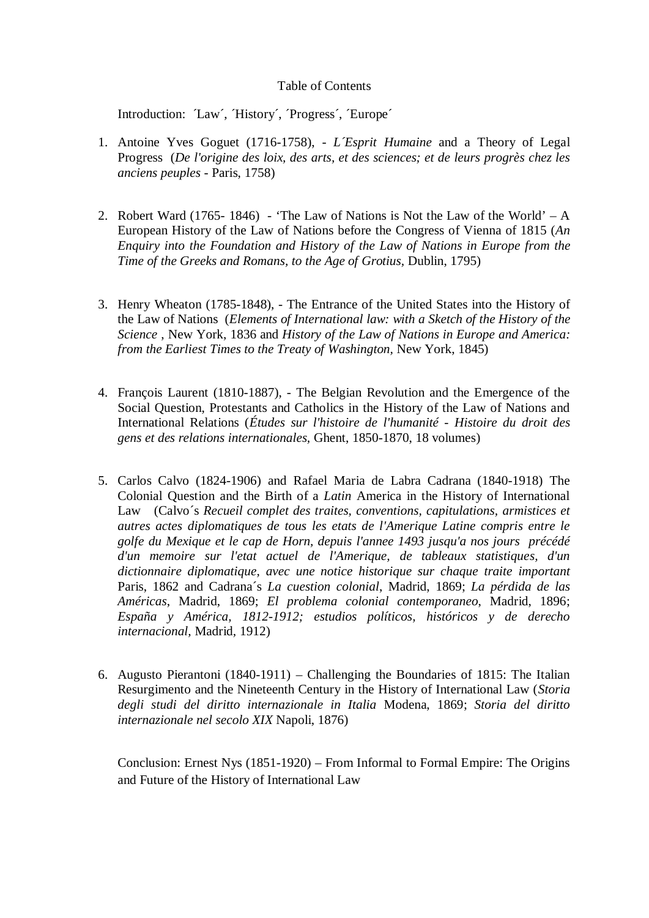Table of Contents

Introduction: ´Law´, ´History´, ´Progress´, ´Europe´

1. Antoine Yves Goguet (1716-1758), - *L´Esprit Humaine* and a Theory of Legal Progress (*De l'origine des loix, des arts, et des sciences; et de leurs progrès chez les anciens peuples* - Paris, 1758)

2. Robert Ward (1765- 1846) - 'The Law of Nations is Not the Law of the World' – A European History of the Law of Nations before the Congress of Vienna of 1815 (*An Enquiry into the Foundation and History of the Law of Nations in Europe from the Time of the Greeks and Romans, to the Age of Grotius*, Dublin, 1795)

3. Henry Wheaton (1785-1848), - The Entrance of the United States into the History of the Law of Nations (*Elements of International law: with a Sketch of the History of the Science* , New York, 1836 and *History of the Law of Nations in Europe and America: from the Earliest Times to the Treaty of Washington*, New York, 1845)

4. François Laurent (1810-1887), - The Belgian Revolution and the Emergence of the Social Question, Protestants and Catholics in the History of the Law of Nations and International Relations (*Études sur l'histoire de l'humanité - Histoire du droit des gens et des relations internationales*, Ghent, 1850-1870, 18 volumes)

5. Carlos Calvo (1824-1906) and Rafael Maria de Labra Cadrana (1840-1918) The Colonial Question and the Birth of a *Latin* America in the History of International Law (Calvo´s *Recueil complet des traites, conventions, capitulations, armistices et autres actes diplomatiques de tous les etats de l'Amerique Latine compris entre le golfe du Mexique et le cap de Horn, depuis l'annee 1493 jusqu'a nos jours précédé d'un memoire sur l'etat actuel de l'Amerique, de tableaux statistiques, d'un dictionnaire diplomatique, avec une notice historique sur chaque traite important* Paris, 1862 and Cadrana´s *La cuestion colonial*, Madrid, 1869; *La pérdida de las Américas*, Madrid, 1869; *El problema colonial contemporaneo*, Madrid, 1896; *España y América, 1812-1912; estudios políticos, históricos y de derecho internacional*, Madrid, 1912)

6. Augusto Pierantoni (1840-1911) – Challenging the Boundaries of 1815: The Italian Resurgimento and the Nineteenth Century in the History of International Law (*Storia degli studi del diritto internazionale in Italia* Modena, 1869; *Storia del diritto internazionale nel secolo XIX* Napoli, 1876)

Conclusion: Ernest Nys (1851-1920) – From Informal to Formal Empire: The Origins and Future of the History of International Law